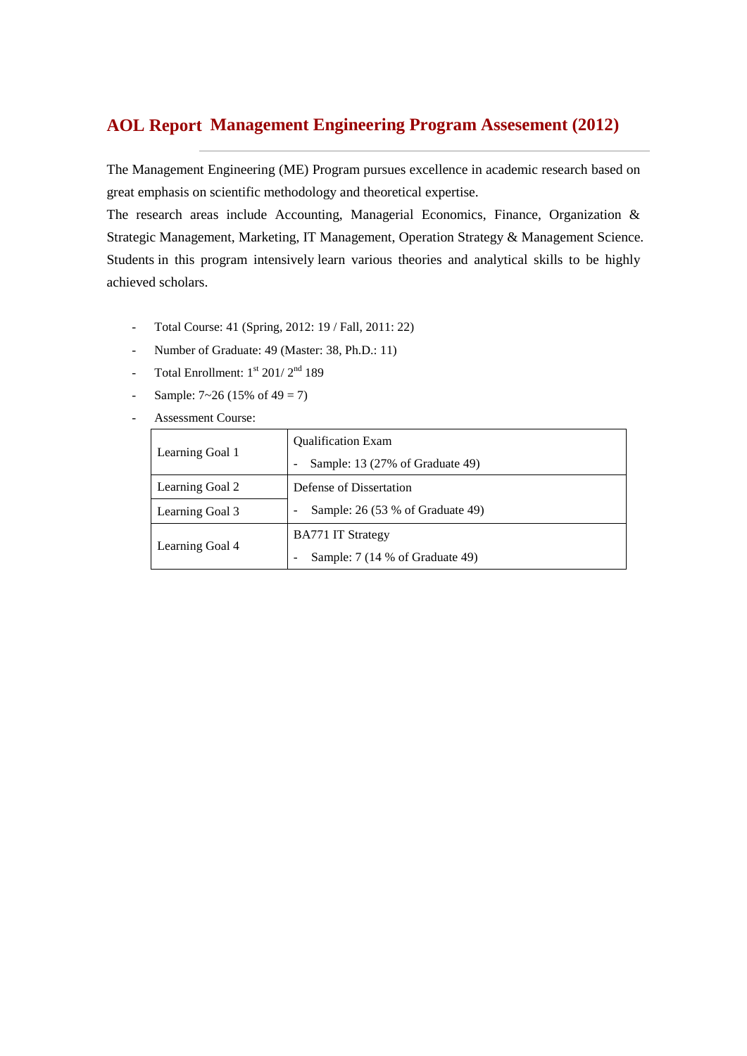# AOL Report Management Engineering Program Assesement (2012)

The Management Engineering (ME) Program pursues excellence in academic research based on great emphasis on scientific methodology and theoretical expertise.

The research areas include Accounting, Managerial Economics, Finance, Organization & Strategic Management, Marketing, IT Management, Operation Strategy & Management Science. Students in this program intensively learn various theories and analytical skills to be highly achieved scholars.

- Total Course: 41 (Spring, 2012: 19 / Fall, 2011: 22)
- Number of Graduate: 49 (Master: 38, Ph.D.: 11)
- Total Enrollment: 1st 201/ 2nd 189
- Sample: 7~26 (15% of 49 = 7)
- Assessment Course:

| | |
|---|---|
| Learning Goal 1 | Qualification Exam<br>- Sample: 13 (27% of Graduate 49) |
| Learning Goal 2 | Defense of Dissertation<br>- Sample: 26 (53 % of Graduate 49) |
| Learning Goal 3 | |
| Learning Goal 4 | BA771 IT Strategy<br>- Sample: 7 (14 % of Graduate 49) |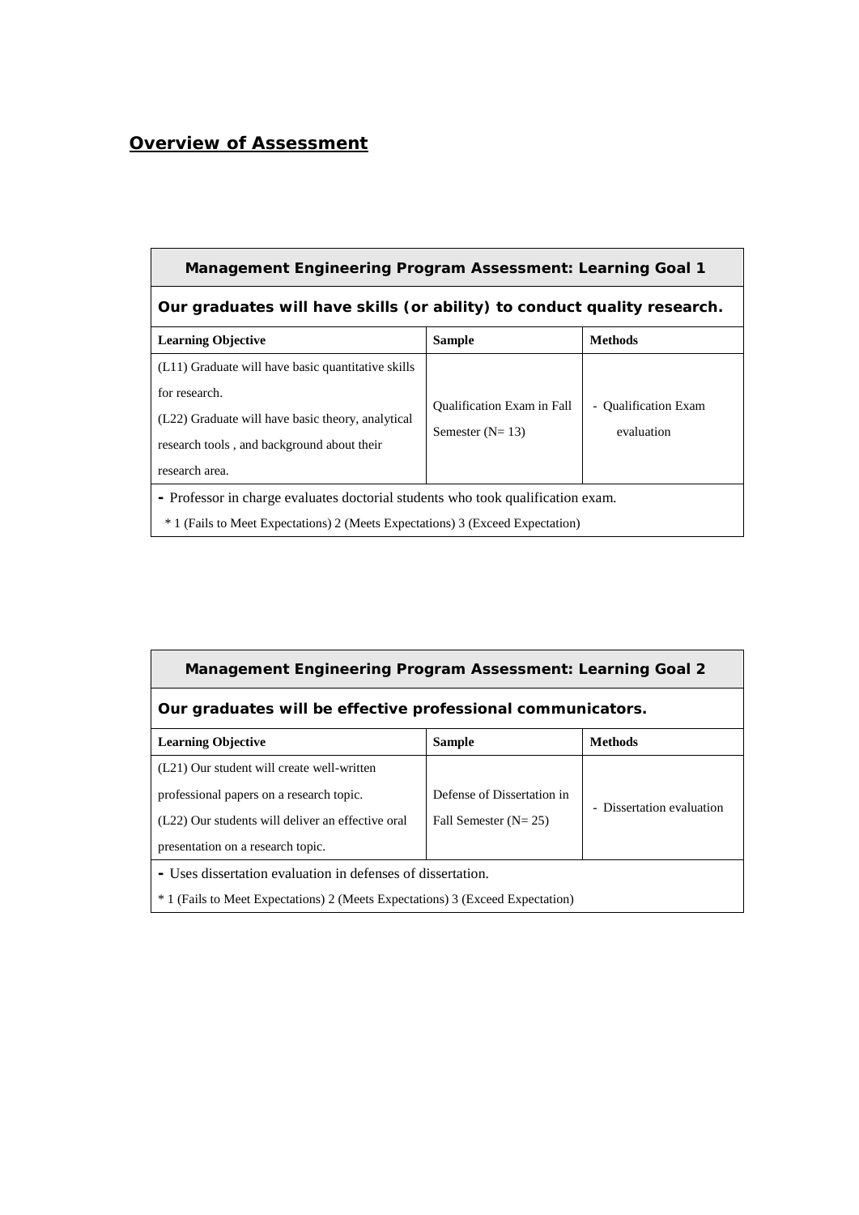## Overview of Assessment

| Management Engineering Program Assessment: Learning Goal 1 | | |
|---|---|---|
| **Our graduates will have skills (or ability) to conduct quality research.** | | |
| **Learning Objective** | **Sample** | **Methods** |
| (L11) Graduate will have basic quantitative skills for research.<br>(L22) Graduate will have basic theory, analytical research tools , and background about their research area. | Qualification Exam in Fall Semester (N= 13) | - Qualification Exam evaluation |
| **-** Professor in charge evaluates doctorial students who took qualification exam.<br>* 1 (Fails to Meet Expectations) 2 (Meets Expectations) 3 (Exceed Expectation) | | |

| Management Engineering Program Assessment: Learning Goal 2 | | |
|---|---|---|
| **Our graduates will be effective professional communicators.** | | |
| **Learning Objective** | **Sample** | **Methods** |
| (L21) Our student will create well-written professional papers on a research topic.<br>(L22) Our students will deliver an effective oral presentation on a research topic. | Defense of Dissertation in Fall Semester (N= 25) | - Dissertation evaluation |
| **-** Uses dissertation evaluation in defenses of dissertation.<br>* 1 (Fails to Meet Expectations) 2 (Meets Expectations) 3 (Exceed Expectation) | | |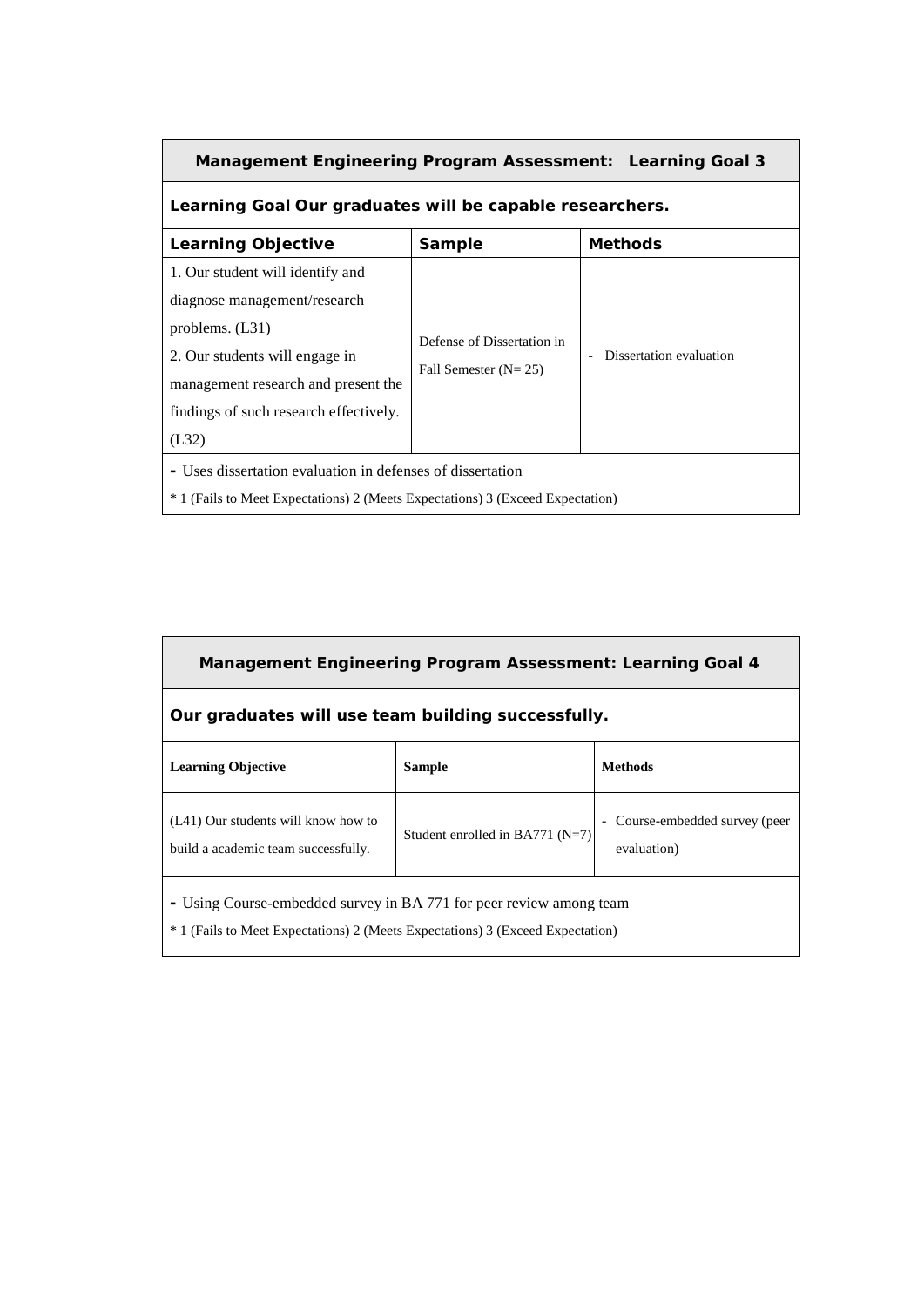| Management Engineering Program Assessment: Learning Goal 3 | | |
|---|---|---|
| **Learning Goal Our graduates will be capable researchers.** | | |
| **Learning Objective** | **Sample** | **Methods** |
| 1. Our student will identify and diagnose management/research problems. (L31)<br>2. Our students will engage in management research and present the findings of such research effectively. (L32) | Defense of Dissertation in Fall Semester (N= 25) | - Dissertation evaluation |
| - Uses dissertation evaluation in defenses of dissertation<br>* 1 (Fails to Meet Expectations) 2 (Meets Expectations) 3 (Exceed Expectation) | | |

| Management Engineering Program Assessment: Learning Goal 4 | | |
|---|---|---|
| **Our graduates will use team building successfully.** | | |
| **Learning Objective** | **Sample** | **Methods** |
| (L41) Our students will know how to build a academic team successfully. | Student enrolled in BA771 (N=7) | - Course-embedded survey (peer evaluation) |
| - Using Course-embedded survey in BA 771 for peer review among team<br>* 1 (Fails to Meet Expectations) 2 (Meets Expectations) 3 (Exceed Expectation) | | |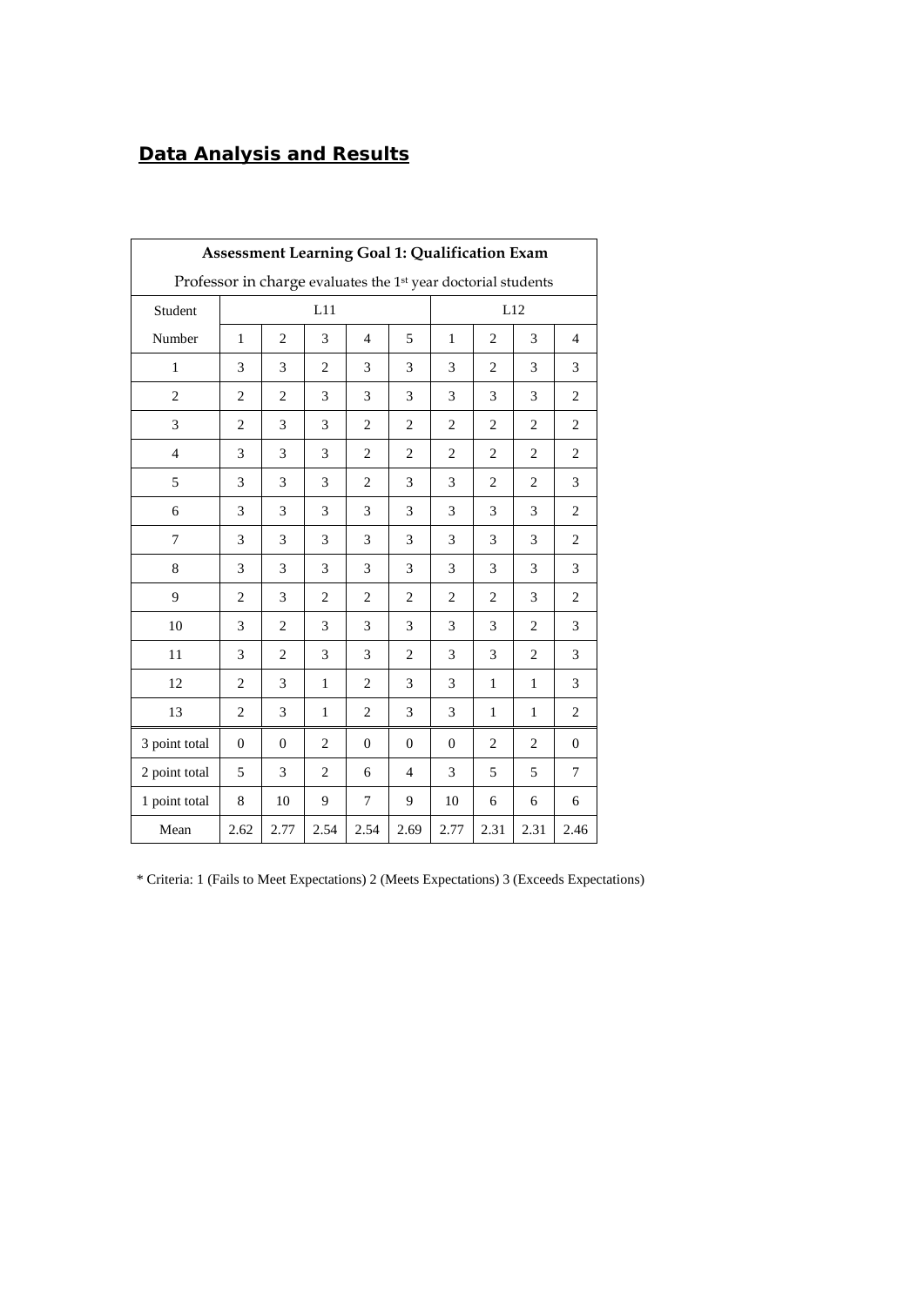# **Data Analysis and Results**

| **Assessment Learning Goal 1: Qualification Exam** | | | | | | | | | |
|---|---|---|---|---|---|---|---|---|---|
| Professor in charge evaluates the 1st year doctorial students | | | | | | | | | |
| Student | L11 | | | | | L12 | | | |
| Number | 1 | 2 | 3 | 4 | 5 | 1 | 2 | 3 | 4 |
| 1 | 3 | 3 | 2 | 3 | 3 | 3 | 2 | 3 | 3 |
| 2 | 2 | 2 | 3 | 3 | 3 | 3 | 3 | 3 | 2 |
| 3 | 2 | 3 | 3 | 2 | 2 | 2 | 2 | 2 | 2 |
| 4 | 3 | 3 | 3 | 2 | 2 | 2 | 2 | 2 | 2 |
| 5 | 3 | 3 | 3 | 2 | 3 | 3 | 2 | 2 | 3 |
| 6 | 3 | 3 | 3 | 3 | 3 | 3 | 3 | 3 | 2 |
| 7 | 3 | 3 | 3 | 3 | 3 | 3 | 3 | 3 | 2 |
| 8 | 3 | 3 | 3 | 3 | 3 | 3 | 3 | 3 | 3 |
| 9 | 2 | 3 | 2 | 2 | 2 | 2 | 2 | 3 | 2 |
| 10 | 3 | 2 | 3 | 3 | 3 | 3 | 3 | 2 | 3 |
| 11 | 3 | 2 | 3 | 3 | 2 | 3 | 3 | 2 | 3 |
| 12 | 2 | 3 | 1 | 2 | 3 | 3 | 1 | 1 | 3 |
| 13 | 2 | 3 | 1 | 2 | 3 | 3 | 1 | 1 | 2 |
| 3 point total | 0 | 0 | 2 | 0 | 0 | 0 | 2 | 2 | 0 |
| 2 point total | 5 | 3 | 2 | 6 | 4 | 3 | 5 | 5 | 7 |
| 1 point total | 8 | 10 | 9 | 7 | 9 | 10 | 6 | 6 | 6 |
| Mean | 2.62 | 2.77 | 2.54 | 2.54 | 2.69 | 2.77 | 2.31 | 2.31 | 2.46 |

* Criteria: 1 (Fails to Meet Expectations) 2 (Meets Expectations) 3 (Exceeds Expectations)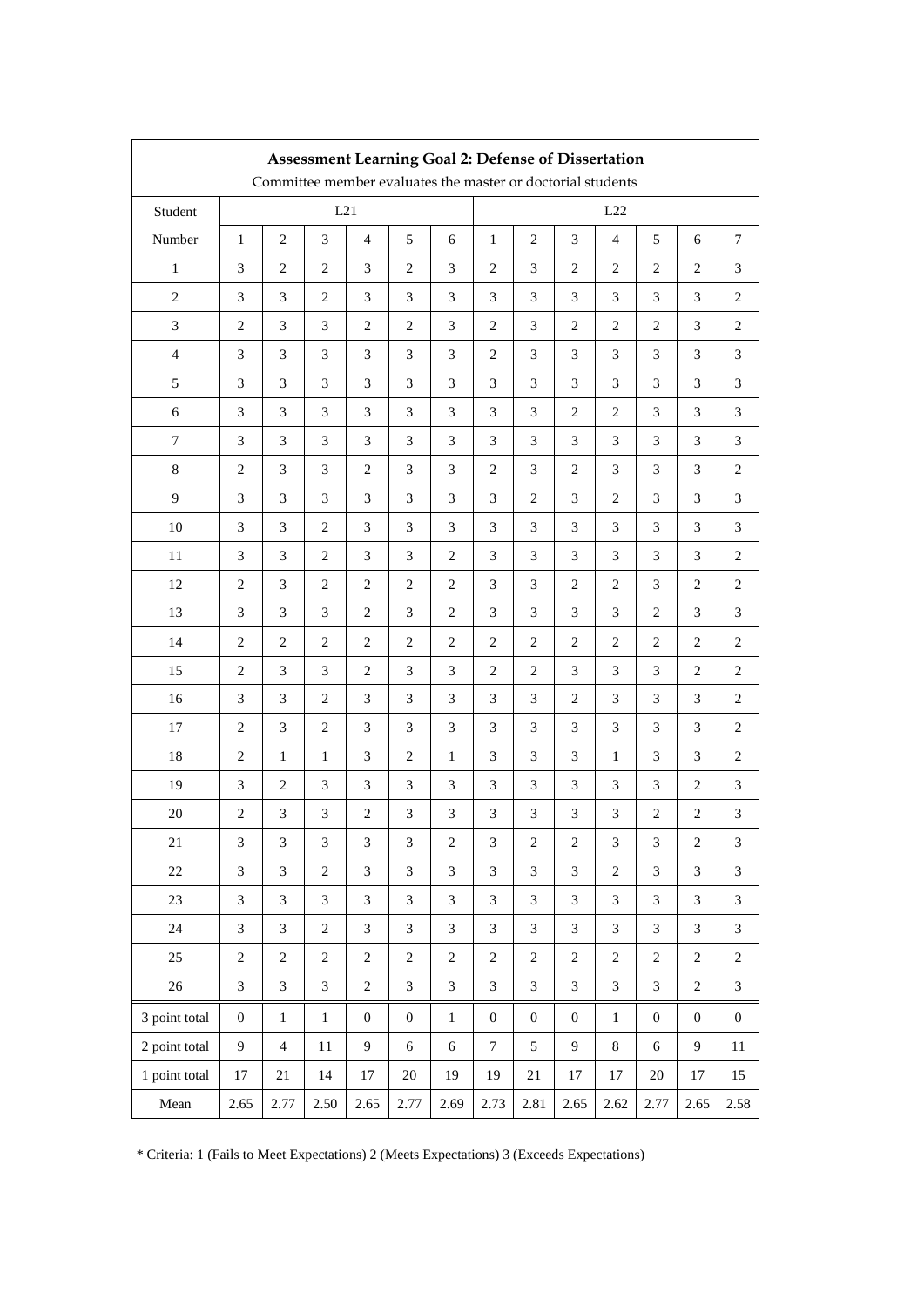**Assessment Learning Goal 2: Defense of Dissertation**

Committee member evaluates the master or doctorial students

| Student | L21 | | | | | | L22 | | | | | | |
|---|---|---|---|---|---|---|---|---|---|---|---|---|---|
| Number | 1 | 2 | 3 | 4 | 5 | 6 | 1 | 2 | 3 | 4 | 5 | 6 | 7 |
| 1 | 3 | 2 | 2 | 3 | 2 | 3 | 2 | 3 | 2 | 2 | 2 | 2 | 3 |
| 2 | 3 | 3 | 2 | 3 | 3 | 3 | 3 | 3 | 3 | 3 | 3 | 3 | 2 |
| 3 | 2 | 3 | 3 | 2 | 2 | 3 | 2 | 3 | 2 | 2 | 2 | 3 | 2 |
| 4 | 3 | 3 | 3 | 3 | 3 | 3 | 2 | 3 | 3 | 3 | 3 | 3 | 3 |
| 5 | 3 | 3 | 3 | 3 | 3 | 3 | 3 | 3 | 3 | 3 | 3 | 3 | 3 |
| 6 | 3 | 3 | 3 | 3 | 3 | 3 | 3 | 3 | 2 | 2 | 3 | 3 | 3 |
| 7 | 3 | 3 | 3 | 3 | 3 | 3 | 3 | 3 | 3 | 3 | 3 | 3 | 3 |
| 8 | 2 | 3 | 3 | 2 | 3 | 3 | 2 | 3 | 2 | 3 | 3 | 3 | 2 |
| 9 | 3 | 3 | 3 | 3 | 3 | 3 | 3 | 2 | 3 | 2 | 3 | 3 | 3 |
| 10 | 3 | 3 | 2 | 3 | 3 | 3 | 3 | 3 | 3 | 3 | 3 | 3 | 3 |
| 11 | 3 | 3 | 2 | 3 | 3 | 2 | 3 | 3 | 3 | 3 | 3 | 3 | 2 |
| 12 | 2 | 3 | 2 | 2 | 2 | 2 | 3 | 3 | 2 | 2 | 3 | 2 | 2 |
| 13 | 3 | 3 | 3 | 2 | 3 | 2 | 3 | 3 | 3 | 3 | 2 | 3 | 3 |
| 14 | 2 | 2 | 2 | 2 | 2 | 2 | 2 | 2 | 2 | 2 | 2 | 2 | 2 |
| 15 | 2 | 3 | 3 | 2 | 3 | 3 | 2 | 2 | 3 | 3 | 3 | 2 | 2 |
| 16 | 3 | 3 | 2 | 3 | 3 | 3 | 3 | 3 | 2 | 3 | 3 | 3 | 2 |
| 17 | 2 | 3 | 2 | 3 | 3 | 3 | 3 | 3 | 3 | 3 | 3 | 3 | 2 |
| 18 | 2 | 1 | 1 | 3 | 2 | 1 | 3 | 3 | 3 | 1 | 3 | 3 | 2 |
| 19 | 3 | 2 | 3 | 3 | 3 | 3 | 3 | 3 | 3 | 3 | 3 | 2 | 3 |
| 20 | 2 | 3 | 3 | 2 | 3 | 3 | 3 | 3 | 3 | 3 | 2 | 2 | 3 |
| 21 | 3 | 3 | 3 | 3 | 3 | 2 | 3 | 2 | 2 | 3 | 3 | 2 | 3 |
| 22 | 3 | 3 | 2 | 3 | 3 | 3 | 3 | 3 | 3 | 2 | 3 | 3 | 3 |
| 23 | 3 | 3 | 3 | 3 | 3 | 3 | 3 | 3 | 3 | 3 | 3 | 3 | 3 |
| 24 | 3 | 3 | 2 | 3 | 3 | 3 | 3 | 3 | 3 | 3 | 3 | 3 | 3 |
| 25 | 2 | 2 | 2 | 2 | 2 | 2 | 2 | 2 | 2 | 2 | 2 | 2 | 2 |
| 26 | 3 | 3 | 3 | 2 | 3 | 3 | 3 | 3 | 3 | 3 | 3 | 2 | 3 |
| 3 point total | 0 | 1 | 1 | 0 | 0 | 1 | 0 | 0 | 0 | 1 | 0 | 0 | 0 |
| 2 point total | 9 | 4 | 11 | 9 | 6 | 6 | 7 | 5 | 9 | 8 | 6 | 9 | 11 |
| 1 point total | 17 | 21 | 14 | 17 | 20 | 19 | 19 | 21 | 17 | 17 | 20 | 17 | 15 |
| Mean | 2.65 | 2.77 | 2.50 | 2.65 | 2.77 | 2.69 | 2.73 | 2.81 | 2.65 | 2.62 | 2.77 | 2.65 | 2.58 |

\* Criteria: 1 (Fails to Meet Expectations) 2 (Meets Expectations) 3 (Exceeds Expectations)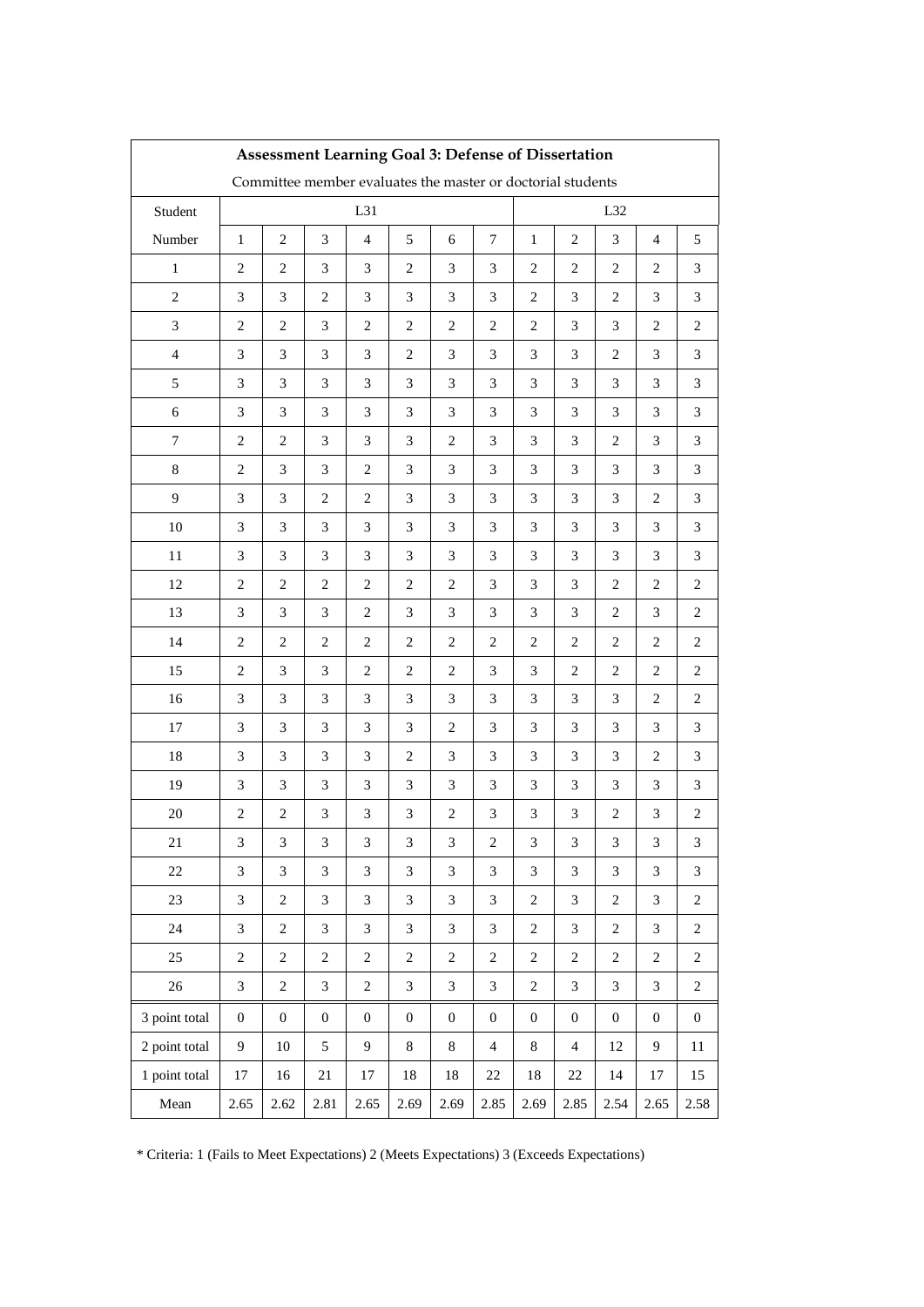| Assessment Learning Goal 3: Defense of Dissertation | | | | | | | | | | | | |
|---|---|---|---|---|---|---|---|---|---|---|---|---|
| Committee member evaluates the master or doctorial students | | | | | | | | | | | | |
| Student | L31 | | | | | | | L32 | | | | |
| Number | 1 | 2 | 3 | 4 | 5 | 6 | 7 | 1 | 2 | 3 | 4 | 5 |
| 1 | 2 | 2 | 3 | 3 | 2 | 3 | 3 | 2 | 2 | 2 | 2 | 3 |
| 2 | 3 | 3 | 2 | 3 | 3 | 3 | 3 | 2 | 3 | 2 | 3 | 3 |
| 3 | 2 | 2 | 3 | 2 | 2 | 2 | 2 | 2 | 3 | 3 | 2 | 2 |
| 4 | 3 | 3 | 3 | 3 | 2 | 3 | 3 | 3 | 3 | 2 | 3 | 3 |
| 5 | 3 | 3 | 3 | 3 | 3 | 3 | 3 | 3 | 3 | 3 | 3 | 3 |
| 6 | 3 | 3 | 3 | 3 | 3 | 3 | 3 | 3 | 3 | 3 | 3 | 3 |
| 7 | 2 | 2 | 3 | 3 | 3 | 2 | 3 | 3 | 3 | 2 | 3 | 3 |
| 8 | 2 | 3 | 3 | 2 | 3 | 3 | 3 | 3 | 3 | 3 | 3 | 3 |
| 9 | 3 | 3 | 2 | 2 | 3 | 3 | 3 | 3 | 3 | 3 | 2 | 3 |
| 10 | 3 | 3 | 3 | 3 | 3 | 3 | 3 | 3 | 3 | 3 | 3 | 3 |
| 11 | 3 | 3 | 3 | 3 | 3 | 3 | 3 | 3 | 3 | 3 | 3 | 3 |
| 12 | 2 | 2 | 2 | 2 | 2 | 2 | 3 | 3 | 3 | 2 | 2 | 2 |
| 13 | 3 | 3 | 3 | 2 | 3 | 3 | 3 | 3 | 3 | 2 | 3 | 2 |
| 14 | 2 | 2 | 2 | 2 | 2 | 2 | 2 | 2 | 2 | 2 | 2 | 2 |
| 15 | 2 | 3 | 3 | 2 | 2 | 2 | 3 | 3 | 2 | 2 | 2 | 2 |
| 16 | 3 | 3 | 3 | 3 | 3 | 3 | 3 | 3 | 3 | 3 | 2 | 2 |
| 17 | 3 | 3 | 3 | 3 | 3 | 2 | 3 | 3 | 3 | 3 | 3 | 3 |
| 18 | 3 | 3 | 3 | 3 | 2 | 3 | 3 | 3 | 3 | 3 | 2 | 3 |
| 19 | 3 | 3 | 3 | 3 | 3 | 3 | 3 | 3 | 3 | 3 | 3 | 3 |
| 20 | 2 | 2 | 3 | 3 | 3 | 2 | 3 | 3 | 3 | 2 | 3 | 2 |
| 21 | 3 | 3 | 3 | 3 | 3 | 3 | 2 | 3 | 3 | 3 | 3 | 3 |
| 22 | 3 | 3 | 3 | 3 | 3 | 3 | 3 | 3 | 3 | 3 | 3 | 3 |
| 23 | 3 | 2 | 3 | 3 | 3 | 3 | 3 | 2 | 3 | 2 | 3 | 2 |
| 24 | 3 | 2 | 3 | 3 | 3 | 3 | 3 | 2 | 3 | 2 | 3 | 2 |
| 25 | 2 | 2 | 2 | 2 | 2 | 2 | 2 | 2 | 2 | 2 | 2 | 2 |
| 26 | 3 | 2 | 3 | 2 | 3 | 3 | 3 | 2 | 3 | 3 | 3 | 2 |
| 3 point total | 0 | 0 | 0 | 0 | 0 | 0 | 0 | 0 | 0 | 0 | 0 | 0 |
| 2 point total | 9 | 10 | 5 | 9 | 8 | 8 | 4 | 8 | 4 | 12 | 9 | 11 |
| 1 point total | 17 | 16 | 21 | 17 | 18 | 18 | 22 | 18 | 22 | 14 | 17 | 15 |
| Mean | 2.65 | 2.62 | 2.81 | 2.65 | 2.69 | 2.69 | 2.85 | 2.69 | 2.85 | 2.54 | 2.65 | 2.58 |

* Criteria: 1 (Fails to Meet Expectations) 2 (Meets Expectations) 3 (Exceeds Expectations)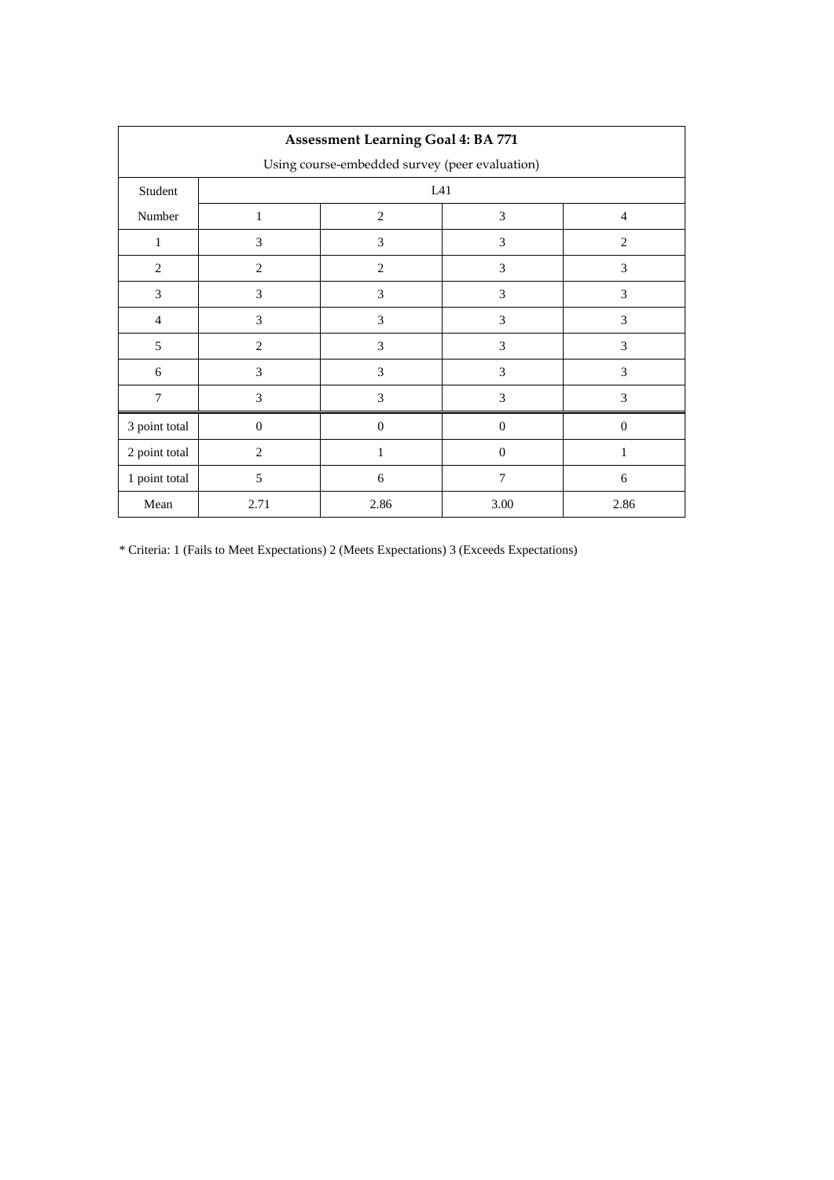| Assessment Learning Goal 4: BA 771 | | | | |
|---|---|---|---|---|
| Using course-embedded survey (peer evaluation) | | | | |
| Student | L41 | | | |
| Number | 1 | 2 | 3 | 4 |
| 1 | 3 | 3 | 3 | 2 |
| 2 | 2 | 2 | 3 | 3 |
| 3 | 3 | 3 | 3 | 3 |
| 4 | 3 | 3 | 3 | 3 |
| 5 | 2 | 3 | 3 | 3 |
| 6 | 3 | 3 | 3 | 3 |
| 7 | 3 | 3 | 3 | 3 |
| 3 point total | 0 | 0 | 0 | 0 |
| 2 point total | 2 | 1 | 0 | 1 |
| 1 point total | 5 | 6 | 7 | 6 |
| Mean | 2.71 | 2.86 | 3.00 | 2.86 |

* Criteria: 1 (Fails to Meet Expectations) 2 (Meets Expectations) 3 (Exceeds Expectations)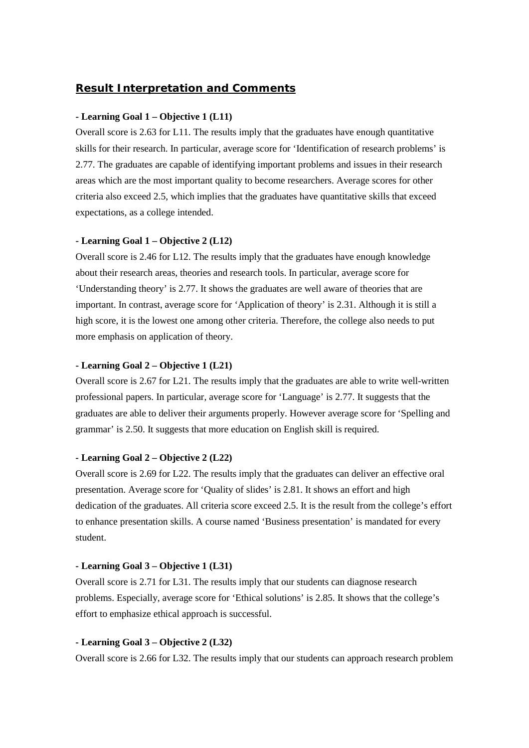## Result Interpretation and Comments

**- Learning Goal 1 – Objective 1 (L11)**

Overall score is 2.63 for L11. The results imply that the graduates have enough quantitative skills for their research. In particular, average score for 'Identification of research problems' is 2.77. The graduates are capable of identifying important problems and issues in their research areas which are the most important quality to become researchers. Average scores for other criteria also exceed 2.5, which implies that the graduates have quantitative skills that exceed expectations, as a college intended.

**- Learning Goal 1 – Objective 2 (L12)**

Overall score is 2.46 for L12. The results imply that the graduates have enough knowledge about their research areas, theories and research tools. In particular, average score for 'Understanding theory' is 2.77. It shows the graduates are well aware of theories that are important. In contrast, average score for 'Application of theory' is 2.31. Although it is still a high score, it is the lowest one among other criteria. Therefore, the college also needs to put more emphasis on application of theory.

**- Learning Goal 2 – Objective 1 (L21)**

Overall score is 2.67 for L21. The results imply that the graduates are able to write well-written professional papers. In particular, average score for 'Language' is 2.77. It suggests that the graduates are able to deliver their arguments properly. However average score for 'Spelling and grammar' is 2.50. It suggests that more education on English skill is required.

**- Learning Goal 2 – Objective 2 (L22)**

Overall score is 2.69 for L22. The results imply that the graduates can deliver an effective oral presentation. Average score for 'Quality of slides' is 2.81. It shows an effort and high dedication of the graduates. All criteria score exceed 2.5. It is the result from the college's effort to enhance presentation skills. A course named 'Business presentation' is mandated for every student.

**- Learning Goal 3 – Objective 1 (L31)**

Overall score is 2.71 for L31. The results imply that our students can diagnose research problems. Especially, average score for 'Ethical solutions' is 2.85. It shows that the college's effort to emphasize ethical approach is successful.

**- Learning Goal 3 – Objective 2 (L32)**

Overall score is 2.66 for L32. The results imply that our students can approach research problem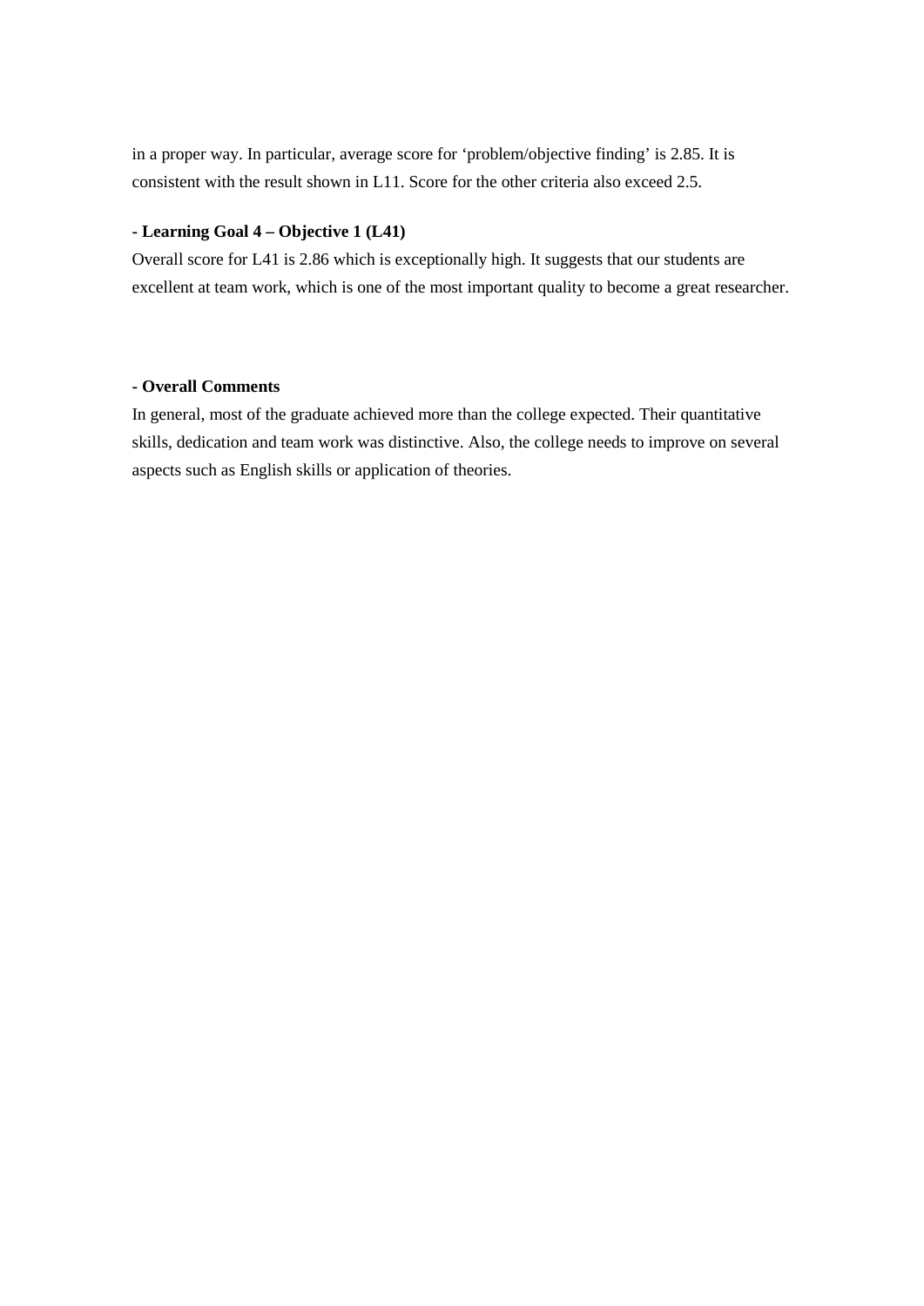in a proper way. In particular, average score for 'problem/objective finding' is 2.85. It is consistent with the result shown in L11. Score for the other criteria also exceed 2.5.

**- Learning Goal 4 – Objective 1 (L41)**

Overall score for L41 is 2.86 which is exceptionally high. It suggests that our students are excellent at team work, which is one of the most important quality to become a great researcher.

**- Overall Comments**

In general, most of the graduate achieved more than the college expected. Their quantitative skills, dedication and team work was distinctive. Also, the college needs to improve on several aspects such as English skills or application of theories.